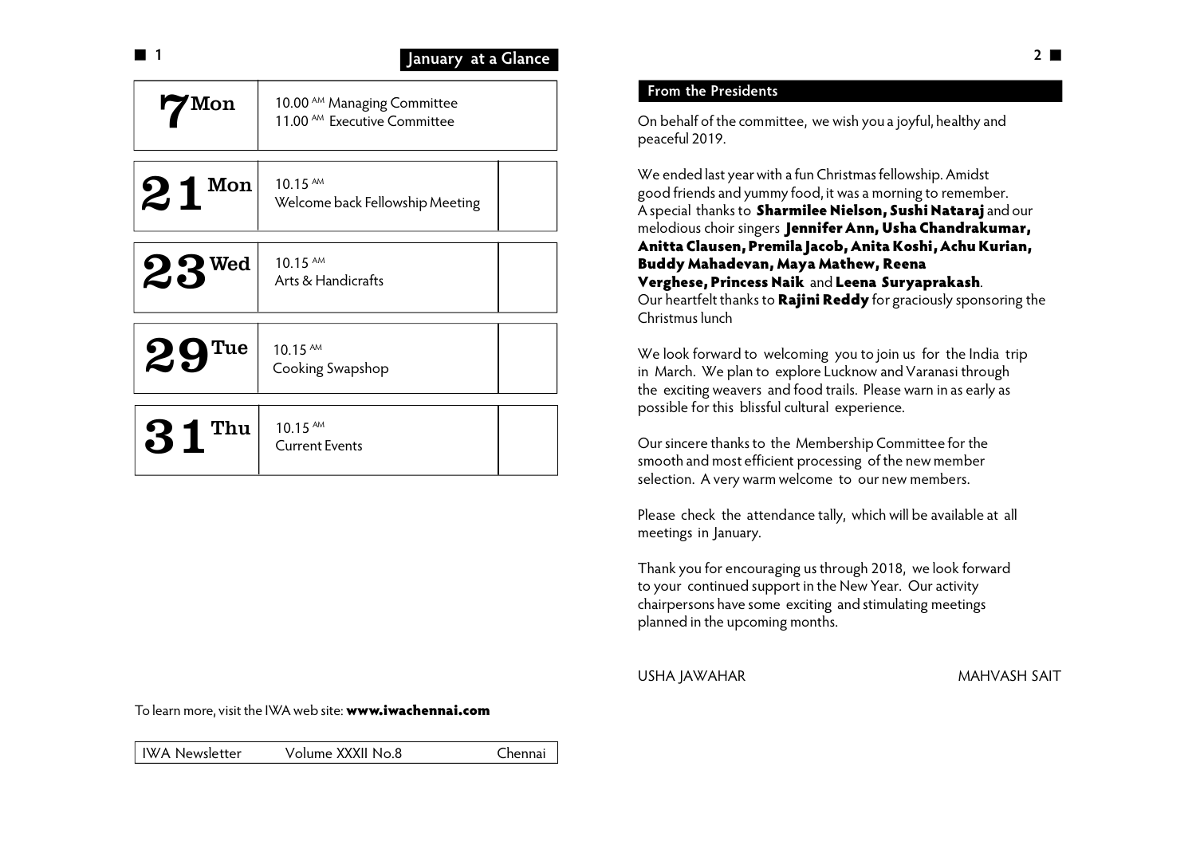## January at a Glance

| | |
|---|---|
| **7** Mon | 10.00 AM Managing Committee<br>11.00 AM Executive Committee |
| **21** Mon | 10.15 AM<br>Welcome back Fellowship Meeting |
| **23** Wed | 10.15 AM<br>Arts & Handicrafts |
| **29** Tue | 10.15 AM<br>Cooking Swapshop |
| **31** Thu | 10.15 AM<br>Current Events |

To learn more, visit the IWA web site: **www.iwachennai.com**

IWA Newsletter Volume XXXII No.8 Chennai

## From the Presidents

On behalf of the committee, we wish you a joyful, healthy and peaceful 2019.

We ended last year with a fun Christmas fellowship. Amidst good friends and yummy food, it was a morning to remember. A special thanks to **Sharmilee Nielson, Sushi Nataraj** and our melodious choir singers **Jennifer Ann, Usha Chandrakumar, Anitta Clausen, Premila Jacob, Anita Koshi, Achu Kurian, Buddy Mahadevan, Maya Mathew, Reena Verghese, Princess Naik** and **Leena Suryaprakash**. Our heartfelt thanks to **Rajini Reddy** for graciously sponsoring the Christmas lunch

We look forward to welcoming you to join us for the India trip in March. We plan to explore Lucknow and Varanasi through the exciting weavers and food trails. Please warn in as early as possible for this blissful cultural experience.

Our sincere thanks to the Membership Committee for the smooth and most efficient processing of the new member selection. A very warm welcome to our new members.

Please check the attendance tally, which will be available at all meetings in January.

Thank you for encouraging us through 2018, we look forward to your continued support in the New Year. Our activity chairpersons have some exciting and stimulating meetings planned in the upcoming months.

USHA JAWAHAR MAHVASH SAIT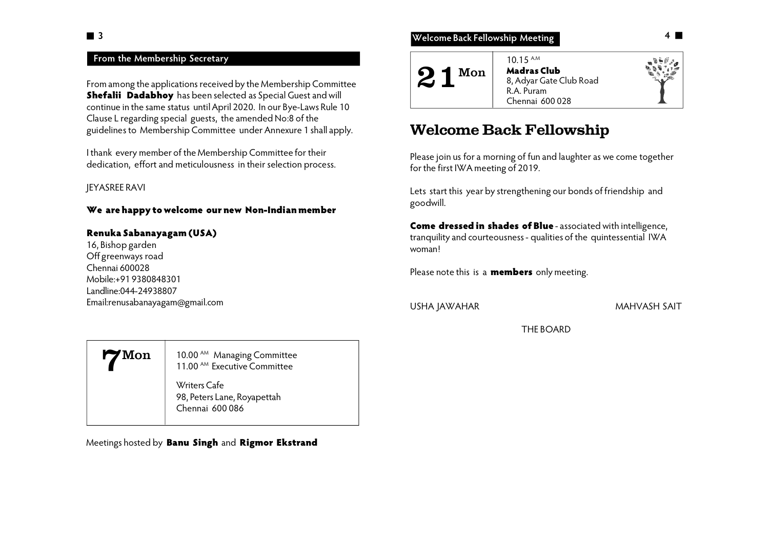## From the Membership Secretary

From among the applications received by the Membership Committee **Shefalii Dadabhoy** has been selected as Special Guest and will continue in the same status until April 2020. In our Bye-Laws Rule 10 Clause L regarding special guests, the amended No:8 of the guidelines to Membership Committee under Annexure 1 shall apply.

I thank every member of the Membership Committee for their dedication, effort and meticulousness in their selection process.

JEYASREE RAVI

**We are happy to welcome our new Non-Indian member**

**Renuka Sabanayagam (USA)**
16, Bishop garden
Off greenways road
Chennai 600028
Mobile:+91 9380848301
Landline:044-24938807
Email:renusabanayagam@gmail.com

| | |
|---|---|
| **7** Mon | 10.00 AM Managing Committee<br>11.00 AM Executive Committee<br>Writers Cafe<br>98, Peters Lane, Royapettah<br>Chennai 600 086 |

Meetings hosted by **Banu Singh** and **Rigmor Ekstrand**

## Welcome Back Fellowship Meeting

| | |
|---|---|
| **21** Mon | 10.15 A.M<br>**Madras Club**<br>8, Adyar Gate Club Road<br>R.A. Puram<br>Chennai 600 028 |

# Welcome Back Fellowship

Please join us for a morning of fun and laughter as we come together for the first IWA meeting of 2019.

Lets start this year by strengthening our bonds of friendship and goodwill.

**Come dressed in shades of Blue** - associated with intelligence, tranquility and courteousness - qualities of the quintessential IWA woman!

Please note this is a **members** only meeting.

USHA JAWAHAR MAHVASH SAIT

THE BOARD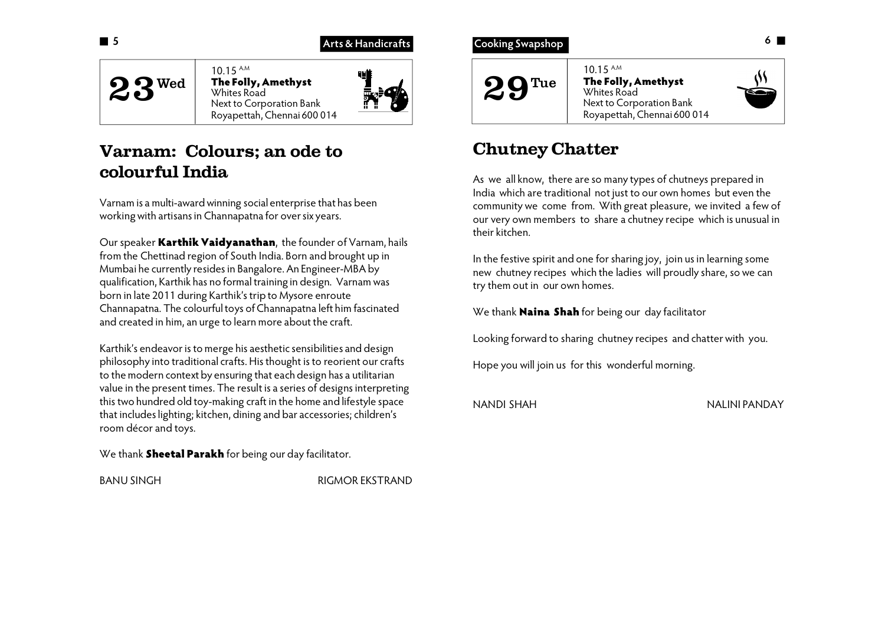Arts & Handicrafts

**23** Wed

10.15 A.M
**The Folly, Amethyst**
Whites Road
Next to Corporation Bank
Royapettah, Chennai 600 014

## Varnam: Colours; an ode to colourful India

Varnam is a multi-award winning social enterprise that has been working with artisans in Channapatna for over six years.

Our speaker **Karthik Vaidyanathan**, the founder of Varnam, hails from the Chettinad region of South India. Born and brought up in Mumbai he currently resides in Bangalore. An Engineer-MBA by qualification, Karthik has no formal training in design. Varnam was born in late 2011 during Karthik's trip to Mysore enroute Channapatna. The colourful toys of Channapatna left him fascinated and created in him, an urge to learn more about the craft.

Karthik's endeavor is to merge his aesthetic sensibilities and design philosophy into traditional crafts. His thought is to reorient our crafts to the modern context by ensuring that each design has a utilitarian value in the present times. The result is a series of designs interpreting this two hundred old toy-making craft in the home and lifestyle space that includes lighting; kitchen, dining and bar accessories; children's room décor and toys.

We thank **Sheetal Parakh** for being our day facilitator.

BANU SINGH RIGMOR EKSTRAND

Cooking Swapshop

**29** Tue

10.15 A.M
**The Folly, Amethyst**
Whites Road
Next to Corporation Bank
Royapettah, Chennai 600 014

## Chutney Chatter

As we all know, there are so many types of chutneys prepared in India which are traditional not just to our own homes but even the community we come from. With great pleasure, we invited a few of our very own members to share a chutney recipe which is unusual in their kitchen.

In the festive spirit and one for sharing joy, join us in learning some new chutney recipes which the ladies will proudly share, so we can try them out in our own homes.

We thank **Naina Shah** for being our day facilitator

Looking forward to sharing chutney recipes and chatter with you.

Hope you will join us for this wonderful morning.

NANDI SHAH NALINI PANDAY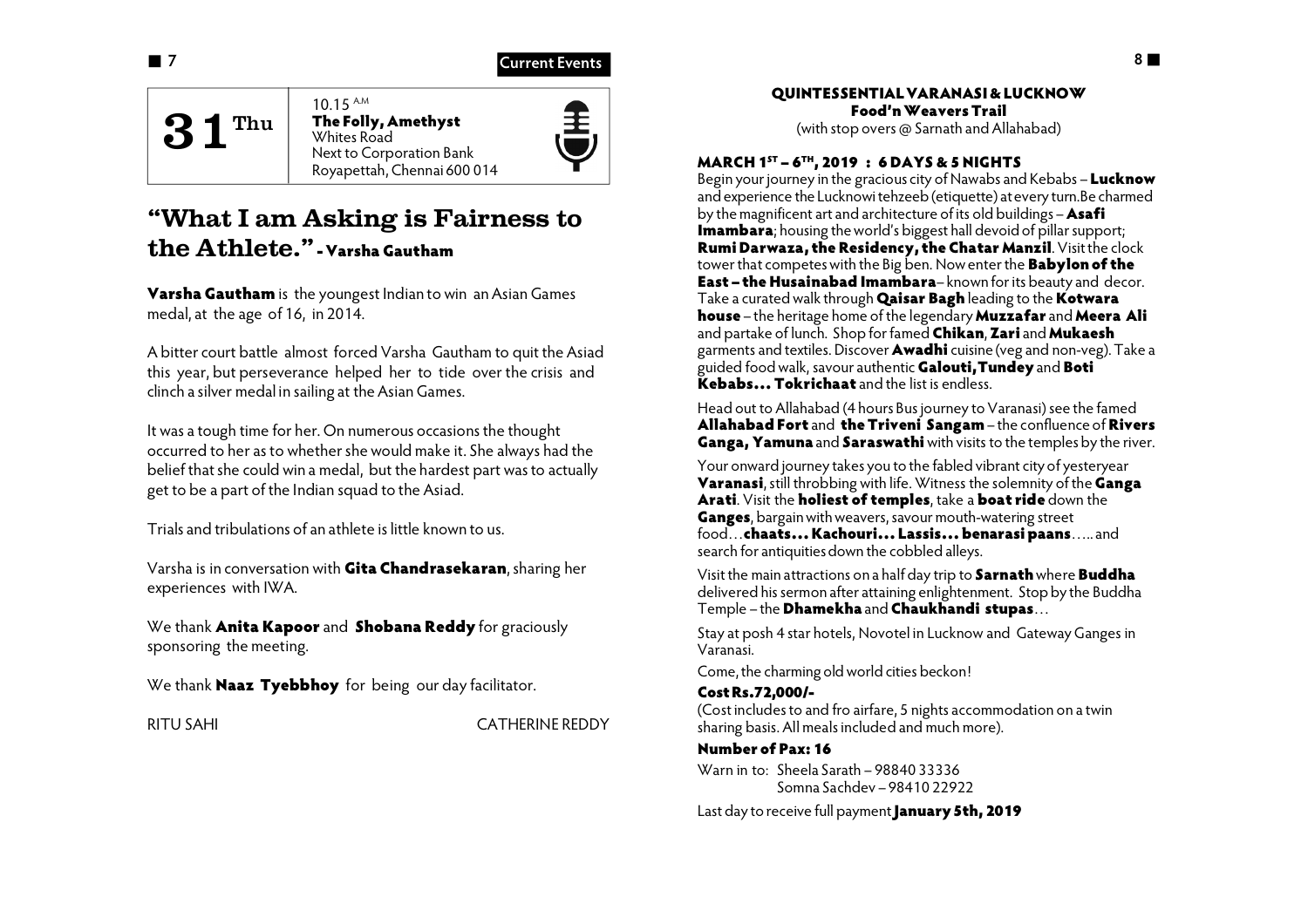Current Events

**31** Thu

10.15 A.M
**The Folly, Amethyst**
Whites Road
Next to Corporation Bank
Royapettah, Chennai 600 014

## "What I am Asking is Fairness to the Athlete." - Varsha Gautham

**Varsha Gautham** is the youngest Indian to win an Asian Games medal, at the age of 16, in 2014.

A bitter court battle almost forced Varsha Gautham to quit the Asiad this year, but perseverance helped her to tide over the crisis and clinch a silver medal in sailing at the Asian Games.

It was a tough time for her. On numerous occasions the thought occurred to her as to whether she would make it. She always had the belief that she could win a medal, but the hardest part was to actually get to be a part of the Indian squad to the Asiad.

Trials and tribulations of an athlete is little known to us.

Varsha is in conversation with **Gita Chandrasekaran**, sharing her experiences with IWA.

We thank **Anita Kapoor** and **Shobana Reddy** for graciously sponsoring the meeting.

We thank **Naaz Tyebbhoy** for being our day facilitator.

RITU SAHI CATHERINE REDDY

## QUINTESSENTIAL VARANASI & LUCKNOW
### Food'n Weavers Trail
(with stop overs @ Sarnath and Allahabad)

**MARCH 1ST – 6TH, 2019 : 6 DAYS & 5 NIGHTS**

Begin your journey in the gracious city of Nawabs and Kebabs – **Lucknow** and experience the Lucknowi tehzeeb (etiquette) at every turn.Be charmed by the magnificent art and architecture of its old buildings – **Asafi Imambara**; housing the world's biggest hall devoid of pillar support; **Rumi Darwaza, the Residency, the Chatar Manzil**. Visit the clock tower that competes with the Big ben. Now enter the **Babylon of the East – the Husainabad Imambara**– known for its beauty and decor. Take a curated walk through **Qaisar Bagh** leading to the **Kotwara house** – the heritage home of the legendary **Muzzafar** and **Meera Ali** and partake of lunch. Shop for famed **Chikan**, **Zari** and **Mukaesh** garments and textiles. Discover **Awadhi** cuisine (veg and non-veg). Take a guided food walk, savour authentic **Galouti,Tundey** and **Boti Kebabs... Tokrichaat** and the list is endless.

Head out to Allahabad (4 hours Bus journey to Varanasi) see the famed **Allahabad Fort** and **the Triveni Sangam** – the confluence of **Rivers Ganga, Yamuna** and **Saraswathi** with visits to the temples by the river.

Your onward journey takes you to the fabled vibrant city of yesteryear **Varanasi**, still throbbing with life. Witness the solemnity of the **Ganga Arati**. Visit the **holiest of temples**, take a **boat ride** down the **Ganges**, bargain with weavers, savour mouth-watering street food…**chaats... Kachouri... Lassis... benarasi paans**….. and search for antiquities down the cobbled alleys.

Visit the main attractions on a half day trip to **Sarnath** where **Buddha** delivered his sermon after attaining enlightenment. Stop by the Buddha Temple – the **Dhamekha** and **Chaukhandi stupas**…

Stay at posh 4 star hotels, Novotel in Lucknow and Gateway Ganges in Varanasi.

Come, the charming old world cities beckon!

**Cost Rs.72,000/-**

(Cost includes to and fro airfare, 5 nights accommodation on a twin sharing basis. All meals included and much more).

**Number of Pax: 16**

Warn in to: Sheela Sarath – 98840 33336
Somna Sachdev – 98410 22922

Last day to receive full payment **January 5th, 2019**